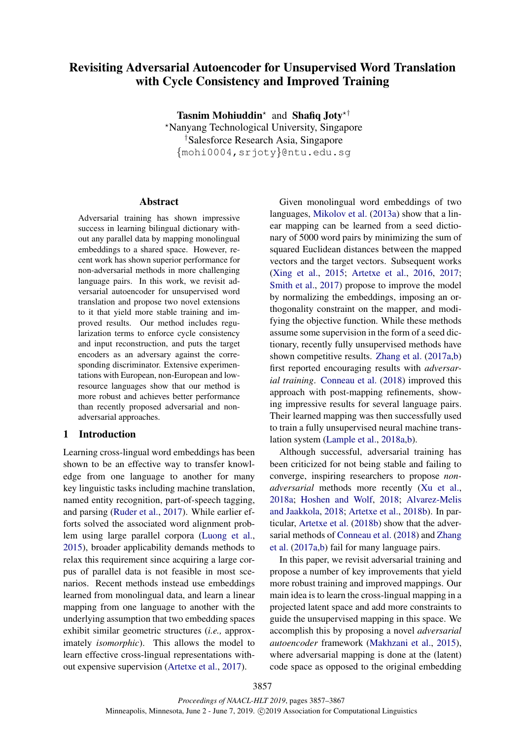# Revisiting Adversarial Autoencoder for Unsupervised Word Translation with Cycle Consistency and Improved Training

**Tasnim Mohiuddin**[⋆] and **Shafiq Joty**[⋆†]

[⋆]Nanyang Technological University, Singapore

[†]Salesforce Research Asia, Singapore

{mohi0004,srjoty}@ntu.edu.sg

## Abstract

Adversarial training has shown impressive success in learning bilingual dictionary without any parallel data by mapping monolingual embeddings to a shared space. However, recent work has shown superior performance for non-adversarial methods in more challenging language pairs. In this work, we revisit adversarial autoencoder for unsupervised word translation and propose two novel extensions to it that yield more stable training and improved results. Our method includes regularization terms to enforce cycle consistency and input reconstruction, and puts the target encoders as an adversary against the corresponding discriminator. Extensive experimentations with European, non-European and low-resource languages show that our method is more robust and achieves better performance than recently proposed adversarial and non-adversarial approaches.

## 1 Introduction

Learning cross-lingual word embeddings has been shown to be an effective way to transfer knowledge from one language to another for many key linguistic tasks including machine translation, named entity recognition, part-of-speech tagging, and parsing (Ruder et al., 2017). While earlier efforts solved the associated word alignment problem using large parallel corpora (Luong et al., 2015), broader applicability demands methods to relax this requirement since acquiring a large corpus of parallel data is not feasible in most scenarios. Recent methods instead use embeddings learned from monolingual data, and learn a linear mapping from one language to another with the underlying assumption that two embedding spaces exhibit similar geometric structures (*i.e.,* approximately *isomorphic*). This allows the model to learn effective cross-lingual representations without expensive supervision (Artetxe et al., 2017).

Given monolingual word embeddings of two languages, Mikolov et al. (2013a) show that a linear mapping can be learned from a seed dictionary of 5000 word pairs by minimizing the sum of squared Euclidean distances between the mapped vectors and the target vectors. Subsequent works (Xing et al., 2015; Artetxe et al., 2016, 2017; Smith et al., 2017) propose to improve the model by normalizing the embeddings, imposing an orthogonality constraint on the mapper, and modifying the objective function. While these methods assume some supervision in the form of a seed dictionary, recently fully unsupervised methods have shown competitive results. Zhang et al. (2017a,b) first reported encouraging results with *adversarial training*. Conneau et al. (2018) improved this approach with post-mapping refinements, showing impressive results for several language pairs. Their learned mapping was then successfully used to train a fully unsupervised neural machine translation system (Lample et al., 2018a,b).

Although successful, adversarial training has been criticized for not being stable and failing to converge, inspiring researchers to propose *non-adversarial* methods more recently (Xu et al., 2018a; Hoshen and Wolf, 2018; Alvarez-Melis and Jaakkola, 2018; Artetxe et al., 2018b). In particular, Artetxe et al. (2018b) show that the adversarial methods of Conneau et al. (2018) and Zhang et al. (2017a,b) fail for many language pairs.

In this paper, we revisit adversarial training and propose a number of key improvements that yield more robust training and improved mappings. Our main idea is to learn the cross-lingual mapping in a projected latent space and add more constraints to guide the unsupervised mapping in this space. We accomplish this by proposing a novel *adversarial autoencoder* framework (Makhzani et al., 2015), where adversarial mapping is done at the (latent) code space as opposed to the original embedding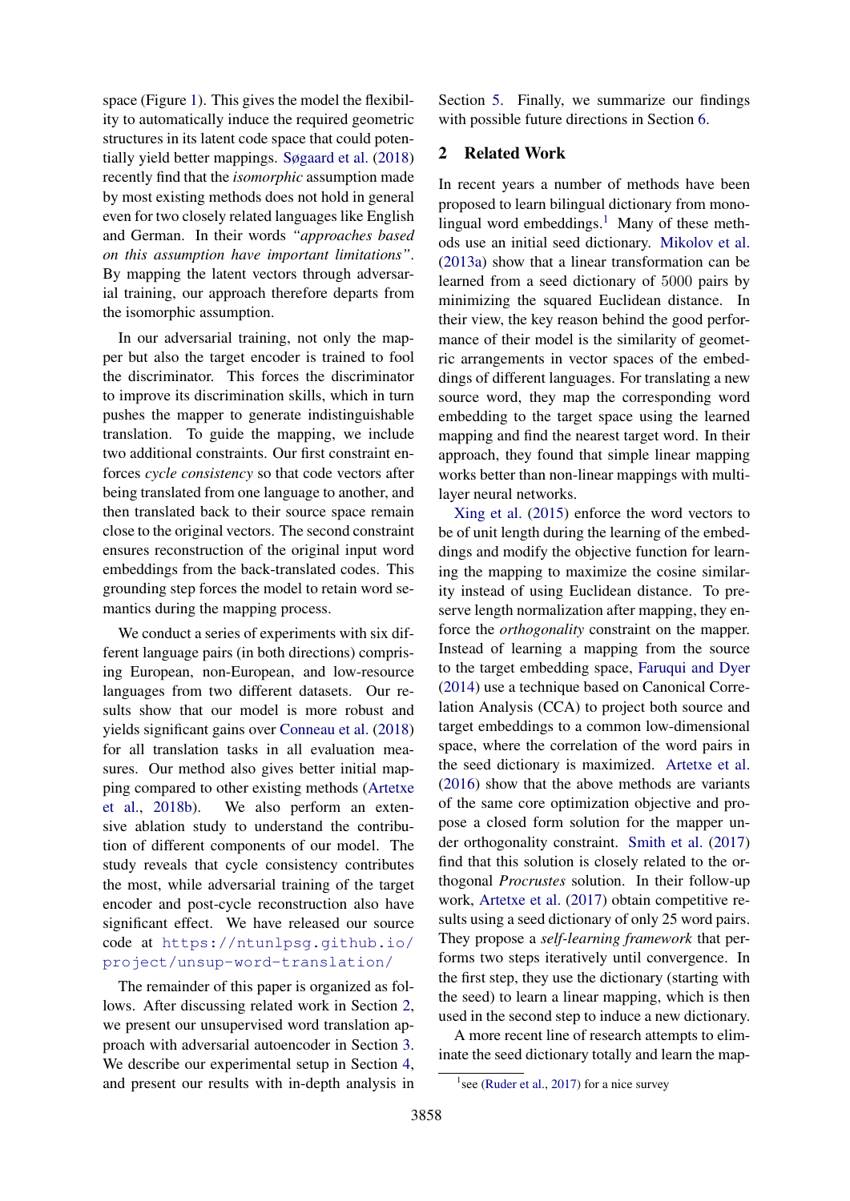space (Figure 1). This gives the model the flexibility to automatically induce the required geometric structures in its latent code space that could potentially yield better mappings. Søgaard et al. (2018) recently find that the *isomorphic* assumption made by most existing methods does not hold in general even for two closely related languages like English and German. In their words *"approaches based on this assumption have important limitations"*. By mapping the latent vectors through adversarial training, our approach therefore departs from the isomorphic assumption.

In our adversarial training, not only the mapper but also the target encoder is trained to fool the discriminator. This forces the discriminator to improve its discrimination skills, which in turn pushes the mapper to generate indistinguishable translation. To guide the mapping, we include two additional constraints. Our first constraint enforces *cycle consistency* so that code vectors after being translated from one language to another, and then translated back to their source space remain close to the original vectors. The second constraint ensures reconstruction of the original input word embeddings from the back-translated codes. This grounding step forces the model to retain word semantics during the mapping process.

We conduct a series of experiments with six different language pairs (in both directions) comprising European, non-European, and low-resource languages from two different datasets. Our results show that our model is more robust and yields significant gains over Conneau et al. (2018) for all translation tasks in all evaluation measures. Our method also gives better initial mapping compared to other existing methods (Artetxe et al., 2018b). We also perform an extensive ablation study to understand the contribution of different components of our model. The study reveals that cycle consistency contributes the most, while adversarial training of the target encoder and post-cycle reconstruction also have significant effect. We have released our source code at https://ntunlpsg.github.io/project/unsup-word-translation/

The remainder of this paper is organized as follows. After discussing related work in Section 2, we present our unsupervised word translation approach with adversarial autoencoder in Section 3. We describe our experimental setup in Section 4, and present our results with in-depth analysis in Section 5. Finally, we summarize our findings with possible future directions in Section 6.

## 2 Related Work

In recent years a number of methods have been proposed to learn bilingual dictionary from monolingual word embeddings.[1] Many of these methods use an initial seed dictionary. Mikolov et al. (2013a) show that a linear transformation can be learned from a seed dictionary of 5000 pairs by minimizing the squared Euclidean distance. In their view, the key reason behind the good performance of their model is the similarity of geometric arrangements in vector spaces of the embeddings of different languages. For translating a new source word, they map the corresponding word embedding to the target space using the learned mapping and find the nearest target word. In their approach, they found that simple linear mapping works better than non-linear mappings with multilayer neural networks.

Xing et al. (2015) enforce the word vectors to be of unit length during the learning of the embeddings and modify the objective function for learning the mapping to maximize the cosine similarity instead of using Euclidean distance. To preserve length normalization after mapping, they enforce the *orthogonality* constraint on the mapper. Instead of learning a mapping from the source to the target embedding space, Faruqui and Dyer (2014) use a technique based on Canonical Correlation Analysis (CCA) to project both source and target embeddings to a common low-dimensional space, where the correlation of the word pairs in the seed dictionary is maximized. Artetxe et al. (2016) show that the above methods are variants of the same core optimization objective and propose a closed form solution for the mapper under orthogonality constraint. Smith et al. (2017) find that this solution is closely related to the orthogonal *Procrustes* solution. In their follow-up work, Artetxe et al. (2017) obtain competitive results using a seed dictionary of only 25 word pairs. They propose a *self-learning framework* that performs two steps iteratively until convergence. In the first step, they use the dictionary (starting with the seed) to learn a linear mapping, which is then used in the second step to induce a new dictionary.

A more recent line of research attempts to eliminate the seed dictionary totally and learn the map-

[1] see (Ruder et al., 2017) for a nice survey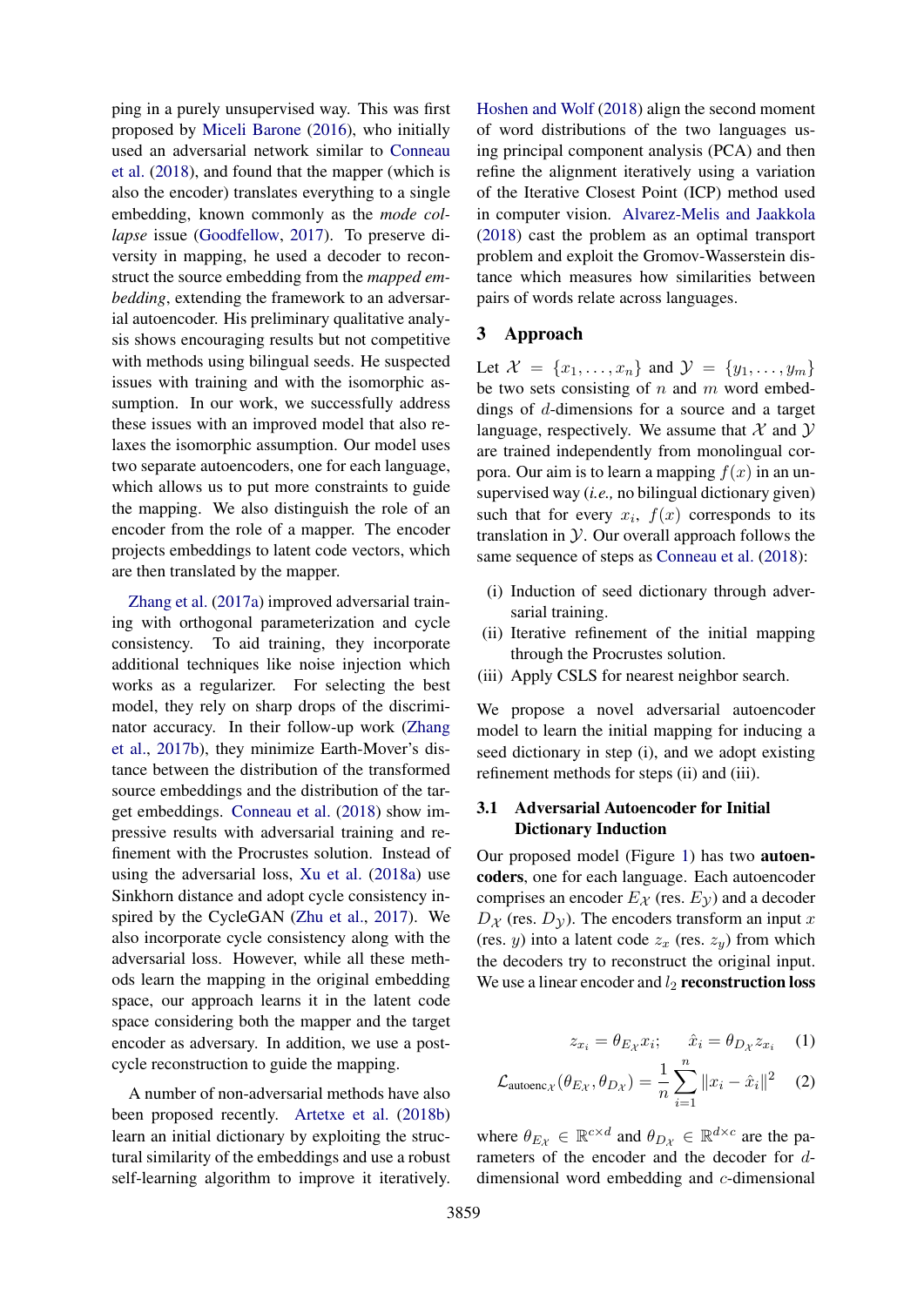ping in a purely unsupervised way. This was first proposed by Miceli Barone (2016), who initially used an adversarial network similar to Conneau et al. (2018), and found that the mapper (which is also the encoder) translates everything to a single embedding, known commonly as the *mode collapse* issue (Goodfellow, 2017). To preserve diversity in mapping, he used a decoder to reconstruct the source embedding from the *mapped embedding*, extending the framework to an adversarial autoencoder. His preliminary qualitative analysis shows encouraging results but not competitive with methods using bilingual seeds. He suspected issues with training and with the isomorphic assumption. In our work, we successfully address these issues with an improved model that also relaxes the isomorphic assumption. Our model uses two separate autoencoders, one for each language, which allows us to put more constraints to guide the mapping. We also distinguish the role of an encoder from the role of a mapper. The encoder projects embeddings to latent code vectors, which are then translated by the mapper.

Zhang et al. (2017a) improved adversarial training with orthogonal parameterization and cycle consistency. To aid training, they incorporate additional techniques like noise injection which works as a regularizer. For selecting the best model, they rely on sharp drops of the discriminator accuracy. In their follow-up work (Zhang et al., 2017b), they minimize Earth-Mover's distance between the distribution of the transformed source embeddings and the distribution of the target embeddings. Conneau et al. (2018) show impressive results with adversarial training and refinement with the Procrustes solution. Instead of using the adversarial loss, Xu et al. (2018a) use Sinkhorn distance and adopt cycle consistency inspired by the CycleGAN (Zhu et al., 2017). We also incorporate cycle consistency along with the adversarial loss. However, while all these methods learn the mapping in the original embedding space, our approach learns it in the latent code space considering both the mapper and the target encoder as adversary. In addition, we use a post-cycle reconstruction to guide the mapping.

A number of non-adversarial methods have also been proposed recently. Artetxe et al. (2018b) learn an initial dictionary by exploiting the structural similarity of the embeddings and use a robust self-learning algorithm to improve it iteratively. Hoshen and Wolf (2018) align the second moment of word distributions of the two languages using principal component analysis (PCA) and then refine the alignment iteratively using a variation of the Iterative Closest Point (ICP) method used in computer vision. Alvarez-Melis and Jaakkola (2018) cast the problem as an optimal transport problem and exploit the Gromov-Wasserstein distance which measures how similarities between pairs of words relate across languages.

## 3 Approach

Let $\mathcal{X} = \{x_1, \ldots, x_n\}$ and $\mathcal{Y} = \{y_1, \ldots, y_m\}$ be two sets consisting of $n$ and $m$ word embeddings of $d$-dimensions for a source and a target language, respectively. We assume that $\mathcal{X}$ and $\mathcal{Y}$ are trained independently from monolingual corpora. Our aim is to learn a mapping $f(x)$ in an unsupervised way (*i.e.,* no bilingual dictionary given) such that for every $x_i$, $f(x)$ corresponds to its translation in $\mathcal{Y}$. Our overall approach follows the same sequence of steps as Conneau et al. (2018):

(i) Induction of seed dictionary through adversarial training.
(ii) Iterative refinement of the initial mapping through the Procrustes solution.
(iii) Apply CSLS for nearest neighbor search.

We propose a novel adversarial autoencoder model to learn the initial mapping for inducing a seed dictionary in step (i), and we adopt existing refinement methods for steps (ii) and (iii).

### 3.1 Adversarial Autoencoder for Initial Dictionary Induction

Our proposed model (Figure 1) has two **autoencoders**, one for each language. Each autoencoder comprises an encoder $E_{\mathcal{X}}$ (res. $E_{\mathcal{Y}}$) and a decoder $D_{\mathcal{X}}$ (res. $D_{\mathcal{Y}}$). The encoders transform an input $x$ (res. $y$) into a latent code $z_x$ (res. $z_y$) from which the decoders try to reconstruct the original input. We use a linear encoder and $l_2$ **reconstruction loss**

$$z_{x_i} = \theta_{E_{\mathcal{X}}} x_i; \qquad \hat{x}_i = \theta_{D_{\mathcal{X}}} z_{x_i} \tag{1}$$

$$\mathcal{L}_{\text{autoenc}_{\mathcal{X}}}(\theta_{E_{\mathcal{X}}}, \theta_{D_{\mathcal{X}}}) = \frac{1}{n} \sum_{i=1}^{n} \|x_i - \hat{x}_i\|^2 \tag{2}$$

where $\theta_{E_{\mathcal{X}}} \in \mathbb{R}^{c \times d}$ and $\theta_{D_{\mathcal{X}}} \in \mathbb{R}^{d \times c}$ are the parameters of the encoder and the decoder for $d$-dimensional word embedding and $c$-dimensional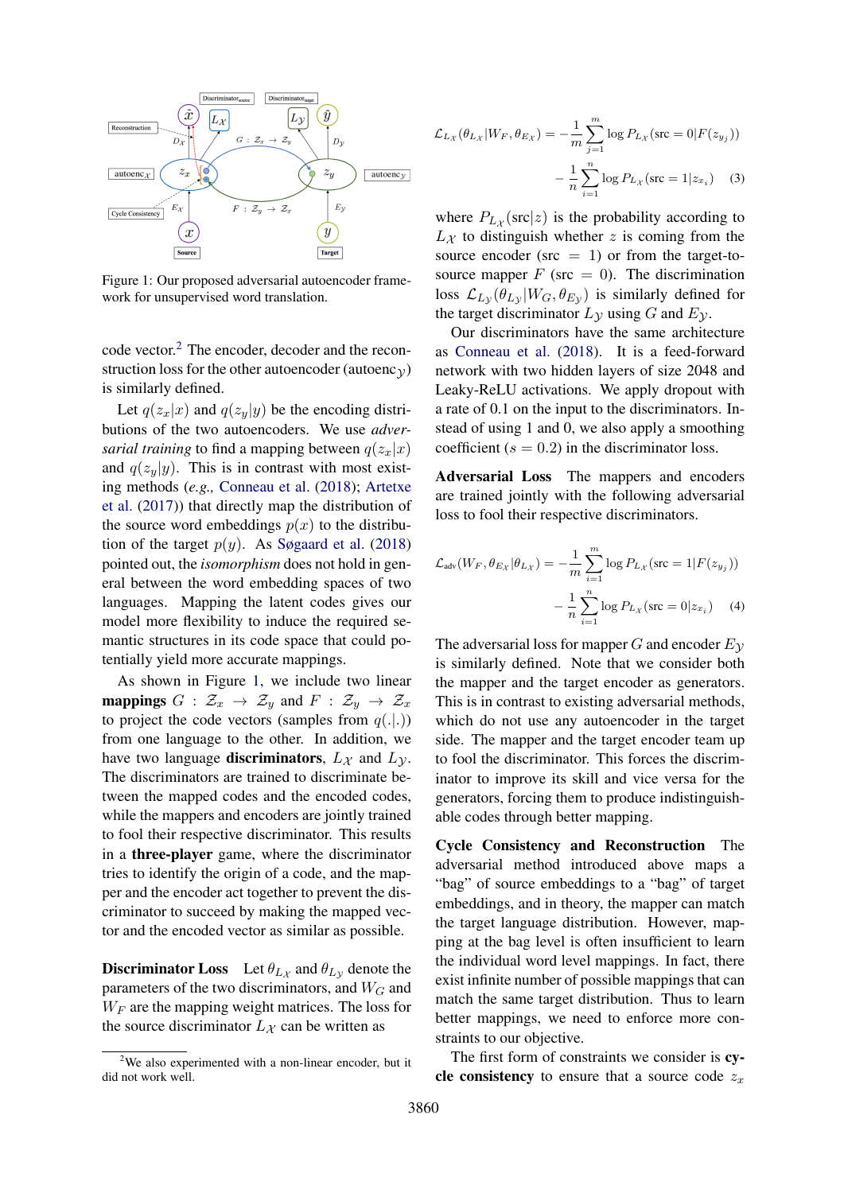Figure 1: Our proposed adversarial autoencoder framework for unsupervised word translation.

code vector.[2] The encoder, decoder and the reconstruction loss for the other autoencoder (autoenc$_\mathcal{Y}$) is similarly defined.

Let $q(z_x|x)$ and $q(z_y|y)$ be the encoding distributions of the two autoencoders. We use *adversarial training* to find a mapping between $q(z_x|x)$ and $q(z_y|y)$. This is in contrast with most existing methods (*e.g.,* Conneau et al. (2018); Artetxe et al. (2017)) that directly map the distribution of the source word embeddings $p(x)$ to the distribution of the target $p(y)$. As Søgaard et al. (2018) pointed out, the *isomorphism* does not hold in general between the word embedding spaces of two languages. Mapping the latent codes gives our model more flexibility to induce the required semantic structures in its code space that could potentially yield more accurate mappings.

As shown in Figure 1, we include two linear **mappings** $G : \mathcal{Z}_x \to \mathcal{Z}_y$ and $F : \mathcal{Z}_y \to \mathcal{Z}_x$ to project the code vectors (samples from $q(.|.)$) from one language to the other. In addition, we have two language **discriminators**, $L_\mathcal{X}$ and $L_\mathcal{Y}$. The discriminators are trained to discriminate between the mapped codes and the encoded codes, while the mappers and encoders are jointly trained to fool their respective discriminator. This results in a **three-player** game, where the discriminator tries to identify the origin of a code, and the mapper and the encoder act together to prevent the discriminator to succeed by making the mapped vector and the encoded vector as similar as possible.

**Discriminator Loss** Let $\theta_{L_\mathcal{X}}$ and $\theta_{L_\mathcal{Y}}$ denote the parameters of the two discriminators, and $W_G$ and $W_F$ are the mapping weight matrices. The loss for the source discriminator $L_\mathcal{X}$ can be written as

$$\mathcal{L}_{L_\mathcal{X}}(\theta_{L_\mathcal{X}}|W_F, \theta_{E_\mathcal{X}}) = -\frac{1}{m}\sum_{j=1}^{m} \log P_{L_\mathcal{X}}(\text{src} = 0|F(z_{y_j})) - \frac{1}{n}\sum_{i=1}^{n} \log P_{L_\mathcal{X}}(\text{src} = 1|z_{x_i}) \quad (3)$$

where $P_{L_\mathcal{X}}(\text{src}|z)$ is the probability according to $L_\mathcal{X}$ to distinguish whether $z$ is coming from the source encoder (src $= 1$) or from the target-to-source mapper $F$ (src $= 0$). The discrimination loss $\mathcal{L}_{L_\mathcal{Y}}(\theta_{L_\mathcal{Y}}|W_G, \theta_{E_\mathcal{Y}})$ is similarly defined for the target discriminator $L_\mathcal{Y}$ using $G$ and $E_\mathcal{Y}$.

Our discriminators have the same architecture as Conneau et al. (2018). It is a feed-forward network with two hidden layers of size 2048 and Leaky-ReLU activations. We apply dropout with a rate of 0.1 on the input to the discriminators. Instead of using 1 and 0, we also apply a smoothing coefficient ($s = 0.2$) in the discriminator loss.

**Adversarial Loss** The mappers and encoders are trained jointly with the following adversarial loss to fool their respective discriminators.

$$\mathcal{L}_{\text{adv}}(W_F, \theta_{E_\mathcal{X}}|\theta_{L_\mathcal{X}}) = -\frac{1}{m}\sum_{i=1}^{m} \log P_{L_\mathcal{X}}(\text{src} = 1|F(z_{y_j})) - \frac{1}{n}\sum_{i=1}^{n} \log P_{L_\mathcal{X}}(\text{src} = 0|z_{x_i}) \quad (4)$$

The adversarial loss for mapper $G$ and encoder $E_\mathcal{Y}$ is similarly defined. Note that we consider both the mapper and the target encoder as generators. This is in contrast to existing adversarial methods, which do not use any autoencoder in the target side. The mapper and the target encoder team up to fool the discriminator. This forces the discriminator to improve its skill and vice versa for the generators, forcing them to produce indistinguishable codes through better mapping.

**Cycle Consistency and Reconstruction** The adversarial method introduced above maps a "bag" of source embeddings to a "bag" of target embeddings, and in theory, the mapper can match the target language distribution. However, mapping at the bag level is often insufficient to learn the individual word level mappings. In fact, there exist infinite number of possible mappings that can match the same target distribution. Thus to learn better mappings, we need to enforce more constraints to our objective.

The first form of constraints we consider is **cycle consistency** to ensure that a source code $z_x$

[2] We also experimented with a non-linear encoder, but it did not work well.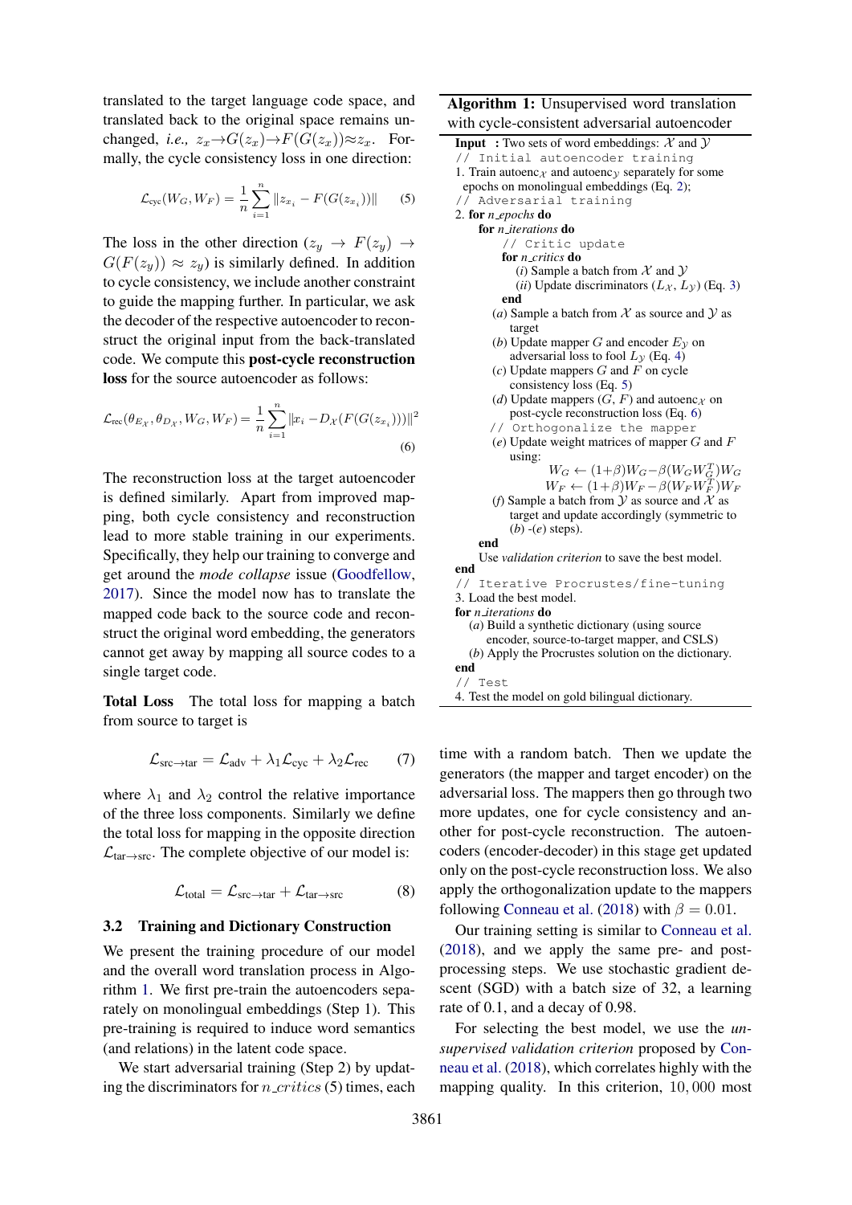translated to the target language code space, and translated back to the original space remains unchanged, *i.e.,* $z_x \rightarrow G(z_x) \rightarrow F(G(z_x)) \approx z_x$. Formally, the cycle consistency loss in one direction:

$$\mathcal{L}_{\text{cyc}}(W_G, W_F) = \frac{1}{n} \sum_{i=1}^{n} \| z_{x_i} - F(G(z_{x_i})) \| \tag{5}$$

The loss in the other direction ($z_y \rightarrow F(z_y) \rightarrow G(F(z_y)) \approx z_y$) is similarly defined. In addition to cycle consistency, we include another constraint to guide the mapping further. In particular, we ask the decoder of the respective autoencoder to reconstruct the original input from the back-translated code. We compute this **post-cycle reconstruction loss** for the source autoencoder as follows:

$$\mathcal{L}_{\text{rec}}(\theta_{E_\mathcal{X}}, \theta_{D_\mathcal{X}}, W_G, W_F) = \frac{1}{n} \sum_{i=1}^{n} \| x_i - D_\mathcal{X}(F(G(z_{x_i}))) \|^2 \tag{6}$$

The reconstruction loss at the target autoencoder is defined similarly. Apart from improved mapping, both cycle consistency and reconstruction lead to more stable training in our experiments. Specifically, they help our training to converge and get around the *mode collapse* issue (Goodfellow, 2017). Since the model now has to translate the mapped code back to the source code and reconstruct the original word embedding, the generators cannot get away by mapping all source codes to a single target code.

**Total Loss** The total loss for mapping a batch from source to target is

$$\mathcal{L}_{\text{src}\rightarrow\text{tar}} = \mathcal{L}_{\text{adv}} + \lambda_1 \mathcal{L}_{\text{cyc}} + \lambda_2 \mathcal{L}_{\text{rec}} \tag{7}$$

where $\lambda_1$ and $\lambda_2$ control the relative importance of the three loss components. Similarly we define the total loss for mapping in the opposite direction $\mathcal{L}_{\text{tar}\rightarrow\text{src}}$. The complete objective of our model is:

$$\mathcal{L}_{\text{total}} = \mathcal{L}_{\text{src}\rightarrow\text{tar}} + \mathcal{L}_{\text{tar}\rightarrow\text{src}} \tag{8}$$

### 3.2 Training and Dictionary Construction

We present the training procedure of our model and the overall word translation process in Algorithm 1. We first pre-train the autoencoders separately on monolingual embeddings (Step 1). This pre-training is required to induce word semantics (and relations) in the latent code space.

We start adversarial training (Step 2) by updating the discriminators for $n\_critics$ (5) times, each time with a random batch. Then we update the generators (the mapper and target encoder) on the adversarial loss. The mappers then go through two more updates, one for cycle consistency and another for post-cycle reconstruction. The autoencoders (encoder-decoder) in this stage get updated only on the post-cycle reconstruction loss. We also apply the orthogonalization update to the mappers following Conneau et al. (2018) with $\beta = 0.01$.

Our training setting is similar to Conneau et al. (2018), and we apply the same pre- and post-processing steps. We use stochastic gradient descent (SGD) with a batch size of 32, a learning rate of 0.1, and a decay of 0.98.

For selecting the best model, we use the *unsupervised validation criterion* proposed by Conneau et al. (2018), which correlates highly with the mapping quality. In this criterion, $10,000$ most

**Algorithm 1:** Unsupervised word translation with cycle-consistent adversarial autoencoder

**Input** : Two sets of word embeddings: $\mathcal{X}$ and $\mathcal{Y}$

```
// Initial autoencoder training
```
1. Train autoenc$_\mathcal{X}$ and autoenc$_\mathcal{Y}$ separately for some epochs on monolingual embeddings (Eq. 2);

```
// Adversarial training
```
2. **for** *n_epochs* **do**
   - **for** *n_iterations* **do**
     ```
     // Critic update
     ```
     - **for** *n_critics* **do**
       - (*i*) Sample a batch from $\mathcal{X}$ and $\mathcal{Y}$
       - (*ii*) Update discriminators ($L_\mathcal{X}$, $L_\mathcal{Y}$) (Eq. 3)
     - **end**
     - (*a*) Sample a batch from $\mathcal{X}$ as source and $\mathcal{Y}$ as target
     - (*b*) Update mapper $G$ and encoder $E_\mathcal{Y}$ on adversarial loss to fool $L_\mathcal{Y}$ (Eq. 4)
     - (*c*) Update mappers $G$ and $F$ on cycle consistency loss (Eq. 5)
     - (*d*) Update mappers ($G$, $F$) and autoenc$_\mathcal{X}$ on post-cycle reconstruction loss (Eq. 6)
     ```
     // Orthogonalize the mapper
     ```
     - (*e*) Update weight matrices of mapper $G$ and $F$ using:
       $W_G \leftarrow (1+\beta)W_G - \beta(W_G W_G^T)W_G$
       $W_F \leftarrow (1+\beta)W_F - \beta(W_F W_F^T)W_F$
     - (*f*) Sample a batch from $\mathcal{Y}$ as source and $\mathcal{X}$ as target and update accordingly (symmetric to (*b*) -(*e*) steps).
   - **end**
   - Use *validation criterion* to save the best model.

**end**

```
// Iterative Procrustes/fine-tuning
```
3. Load the best model.

**for** *n_iterations* **do**
- (*a*) Build a synthetic dictionary (using source encoder, source-to-target mapper, and CSLS)
- (*b*) Apply the Procrustes solution on the dictionary.

**end**

```
// Test
```
4. Test the model on gold bilingual dictionary.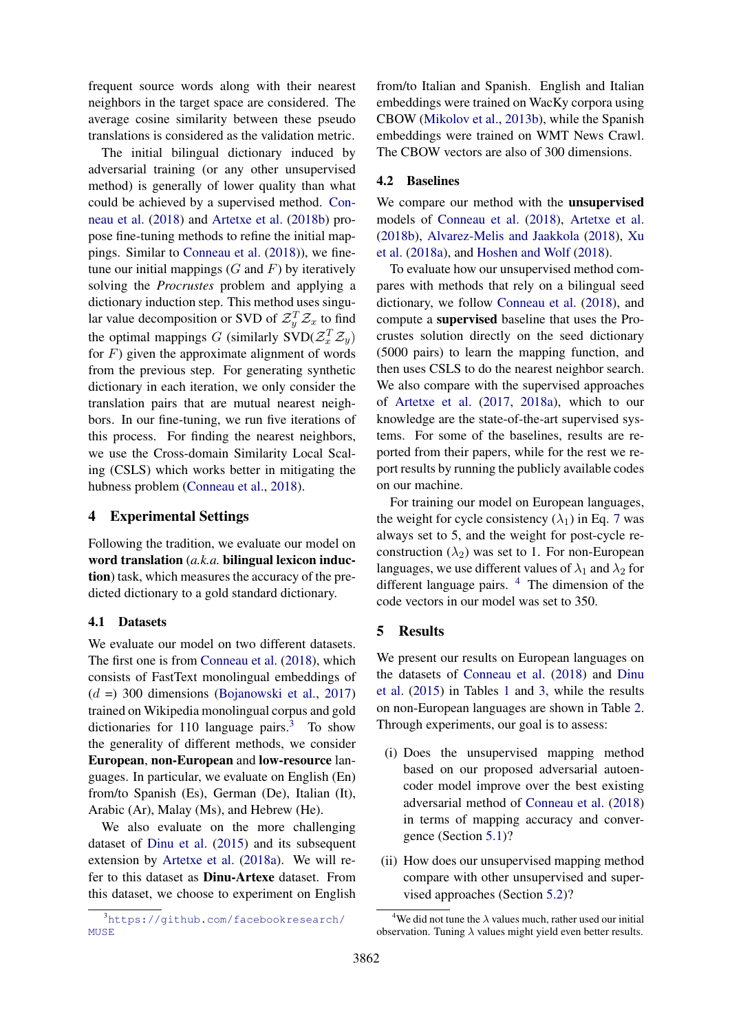frequent source words along with their nearest neighbors in the target space are considered. The average cosine similarity between these pseudo translations is considered as the validation metric.

The initial bilingual dictionary induced by adversarial training (or any other unsupervised method) is generally of lower quality than what could be achieved by a supervised method. Conneau et al. (2018) and Artetxe et al. (2018b) propose fine-tuning methods to refine the initial mappings. Similar to Conneau et al. (2018)), we fine-tune our initial mappings ($G$ and $F$) by iteratively solving the *Procrustes* problem and applying a dictionary induction step. This method uses singular value decomposition or SVD of $\mathcal{Z}_y^T \mathcal{Z}_x$ to find the optimal mappings $G$ (similarly SVD($\mathcal{Z}_x^T \mathcal{Z}_y$) for $F$) given the approximate alignment of words from the previous step. For generating synthetic dictionary in each iteration, we only consider the translation pairs that are mutual nearest neighbors. In our fine-tuning, we run five iterations of this process. For finding the nearest neighbors, we use the Cross-domain Similarity Local Scaling (CSLS) which works better in mitigating the hubness problem (Conneau et al., 2018).

## 4 Experimental Settings

Following the tradition, we evaluate our model on **word translation** (*a.k.a.* **bilingual lexicon induction**) task, which measures the accuracy of the predicted dictionary to a gold standard dictionary.

### 4.1 Datasets

We evaluate our model on two different datasets. The first one is from Conneau et al. (2018), which consists of FastText monolingual embeddings of ($d$ =) 300 dimensions (Bojanowski et al., 2017) trained on Wikipedia monolingual corpus and gold dictionaries for 110 language pairs.[3] To show the generality of different methods, we consider **European**, **non-European** and **low-resource** languages. In particular, we evaluate on English (En) from/to Spanish (Es), German (De), Italian (It), Arabic (Ar), Malay (Ms), and Hebrew (He).

We also evaluate on the more challenging dataset of Dinu et al. (2015) and its subsequent extension by Artetxe et al. (2018a). We will refer to this dataset as **Dinu-Artexe** dataset. From this dataset, we choose to experiment on English from/to Italian and Spanish. English and Italian embeddings were trained on WacKy corpora using CBOW (Mikolov et al., 2013b), while the Spanish embeddings were trained on WMT News Crawl. The CBOW vectors are also of 300 dimensions.

### 4.2 Baselines

We compare our method with the **unsupervised** models of Conneau et al. (2018), Artetxe et al. (2018b), Alvarez-Melis and Jaakkola (2018), Xu et al. (2018a), and Hoshen and Wolf (2018).

To evaluate how our unsupervised method compares with methods that rely on a bilingual seed dictionary, we follow Conneau et al. (2018), and compute a **supervised** baseline that uses the Procrustes solution directly on the seed dictionary (5000 pairs) to learn the mapping function, and then uses CSLS to do the nearest neighbor search. We also compare with the supervised approaches of Artetxe et al. (2017, 2018a), which to our knowledge are the state-of-the-art supervised systems. For some of the baselines, results are reported from their papers, while for the rest we report results by running the publicly available codes on our machine.

For training our model on European languages, the weight for cycle consistency ($\lambda_1$) in Eq. 7 was always set to 5, and the weight for post-cycle reconstruction ($\lambda_2$) was set to 1. For non-European languages, we use different values of $\lambda_1$ and $\lambda_2$ for different language pairs.[4] The dimension of the code vectors in our model was set to 350.

## 5 Results

We present our results on European languages on the datasets of Conneau et al. (2018) and Dinu et al. (2015) in Tables 1 and 3, while the results on non-European languages are shown in Table 2. Through experiments, our goal is to assess:

(i) Does the unsupervised mapping method based on our proposed adversarial autoencoder model improve over the best existing adversarial method of Conneau et al. (2018) in terms of mapping accuracy and convergence (Section 5.1)?

(ii) How does our unsupervised mapping method compare with other unsupervised and supervised approaches (Section 5.2)?

[3] https://github.com/facebookresearch/MUSE

[4] We did not tune the $\lambda$ values much, rather used our initial observation. Tuning $\lambda$ values might yield even better results.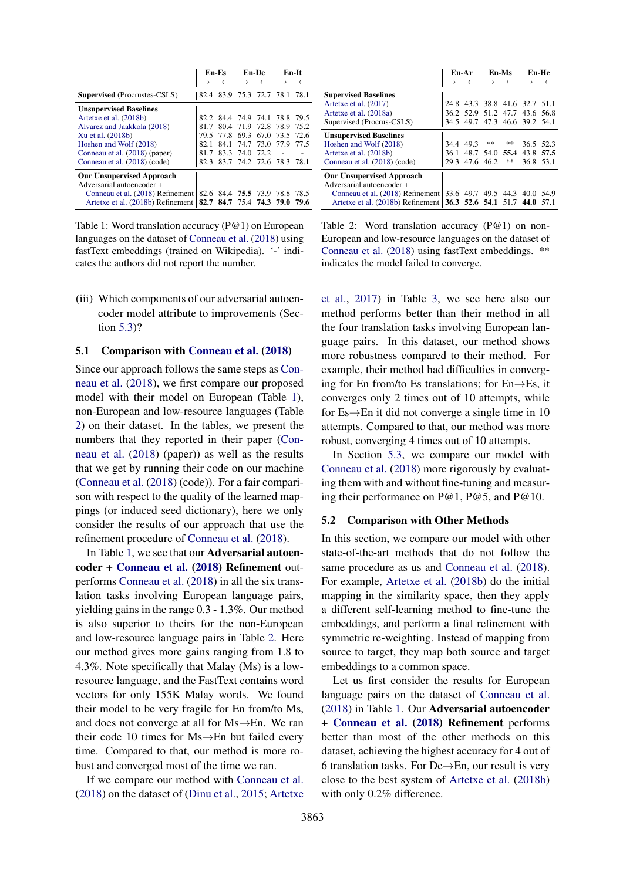| | En-Es | | En-De | | En-It | |
|---|---|---|---|---|---|---|
| | → | ← | → | ← | → | ← |
| **Supervised** (Procrustes-CSLS) | 82.4 | 83.9 | 75.3 | 72.7 | 78.1 | 78.1 |
| **Unsupervised Baselines** | | | | | | |
| Artetxe et al. (2018b) | 82.2 | 84.4 | 74.9 | 74.1 | 78.8 | 79.5 |
| Alvarez and Jaakkola (2018) | 81.7 | 80.4 | 71.9 | 72.8 | 78.9 | 75.2 |
| Xu et al. (2018b) | 79.5 | 77.8 | 69.3 | 67.0 | 73.5 | 72.6 |
| Hoshen and Wolf (2018) | 82.1 | 84.1 | 74.7 | 73.0 | 77.9 | 77.5 |
| Conneau et al. (2018) (paper) | 81.7 | 83.3 | 74.0 | 72.2 | - | - |
| Conneau et al. (2018) (code) | 82.3 | 83.7 | 74.2 | 72.6 | 78.3 | 78.1 |
| **Our Unsupervised Approach** | | | | | | |
| Adversarial autoencoder + | | | | | | |
| Conneau et al. (2018) Refinement | 82.6 | 84.4 | **75.5** | 73.9 | 78.8 | 78.5 |
| Artetxe et al. (2018b) Refinement | **82.7** | **84.7** | 75.4 | **74.3** | **79.0** | **79.6** |

Table 1: Word translation accuracy (P@1) on European languages on the dataset of Conneau et al. (2018) using fastText embeddings (trained on Wikipedia). '-' indicates the authors did not report the number.

| | En-Ar | | En-Ms | | En-He | |
|---|---|---|---|---|---|---|
| | → | ← | → | ← | → | ← |
| **Supervised Baselines** | | | | | | |
| Artetxe et al. (2017) | 24.8 | 43.3 | 38.8 | 41.6 | 32.7 | 51.1 |
| Artetxe et al. (2018a) | 36.2 | 52.9 | 51.2 | 47.7 | 43.6 | 56.8 |
| Supervised (Procrus-CSLS) | 34.5 | 49.7 | 47.3 | 46.6 | 39.2 | 54.1 |
| **Unsupervised Baselines** | | | | | | |
| Hoshen and Wolf (2018) | 34.4 | 49.3 | ** | ** | 36.5 | 52.3 |
| Artetxe et al. (2018b) | 36.1 | 48.7 | 54.0 | **55.4** | 43.8 | **57.5** |
| Conneau et al. (2018) (code) | 29.3 | 47.6 | 46.2 | ** | 36.8 | 53.1 |
| **Our Unsupervised Approach** | | | | | | |
| Adversarial autoencoder + | | | | | | |
| Conneau et al. (2018) Refinement | 33.6 | 49.7 | 49.5 | 44.3 | 40.0 | 54.9 |
| Artetxe et al. (2018b) Refinement | **36.3** | **52.6** | **54.1** | 51.7 | **44.0** | 57.1 |

Table 2: Word translation accuracy (P@1) on non-European and low-resource languages on the dataset of Conneau et al. (2018) using fastText embeddings. ** indicates the model failed to converge.

(iii) Which components of our adversarial autoencoder model attribute to improvements (Section 5.3)?

## 5.1 Comparison with Conneau et al. (2018)

Since our approach follows the same steps as Conneau et al. (2018), we first compare our proposed model with their model on European (Table 1), non-European and low-resource languages (Table 2) on their dataset. In the tables, we present the numbers that they reported in their paper (Conneau et al. (2018) (paper)) as well as the results that we get by running their code on our machine (Conneau et al. (2018) (code)). For a fair comparison with respect to the quality of the learned mappings (or induced seed dictionary), here we only consider the results of our approach that use the refinement procedure of Conneau et al. (2018).

In Table 1, we see that our **Adversarial autoencoder + Conneau et al. (2018) Refinement** outperforms Conneau et al. (2018) in all the six translation tasks involving European language pairs, yielding gains in the range 0.3 - 1.3%. Our method is also superior to theirs for the non-European and low-resource language pairs in Table 2. Here our method gives more gains ranging from 1.8 to 4.3%. Note specifically that Malay (Ms) is a low-resource language, and the FastText contains word vectors for only 155K Malay words. We found their model to be very fragile for En from/to Ms, and does not converge at all for Ms→En. We ran their code 10 times for Ms→En but failed every time. Compared to that, our method is more robust and converged most of the time we ran.

If we compare our method with Conneau et al. (2018) on the dataset of (Dinu et al., 2015; Artetxe et al., 2017) in Table 3, we see here also our method performs better than their method in all the four translation tasks involving European language pairs. In this dataset, our method shows more robustness compared to their method. For example, their method had difficulties in converging for En from/to Es translations; for En→Es, it converges only 2 times out of 10 attempts, while for Es→En it did not converge a single time in 10 attempts. Compared to that, our method was more robust, converging 4 times out of 10 attempts.

In Section 5.3, we compare our model with Conneau et al. (2018) more rigorously by evaluating them with and without fine-tuning and measuring their performance on P@1, P@5, and P@10.

## 5.2 Comparison with Other Methods

In this section, we compare our model with other state-of-the-art methods that do not follow the same procedure as us and Conneau et al. (2018). For example, Artetxe et al. (2018b) do the initial mapping in the similarity space, then they apply a different self-learning method to fine-tune the embeddings, and perform a final refinement with symmetric re-weighting. Instead of mapping from source to target, they map both source and target embeddings to a common space.

Let us first consider the results for European language pairs on the dataset of Conneau et al. (2018) in Table 1. Our **Adversarial autoencoder + Conneau et al. (2018) Refinement** performs better than most of the other methods on this dataset, achieving the highest accuracy for 4 out of 6 translation tasks. For De→En, our result is very close to the best system of Artetxe et al. (2018b) with only 0.2% difference.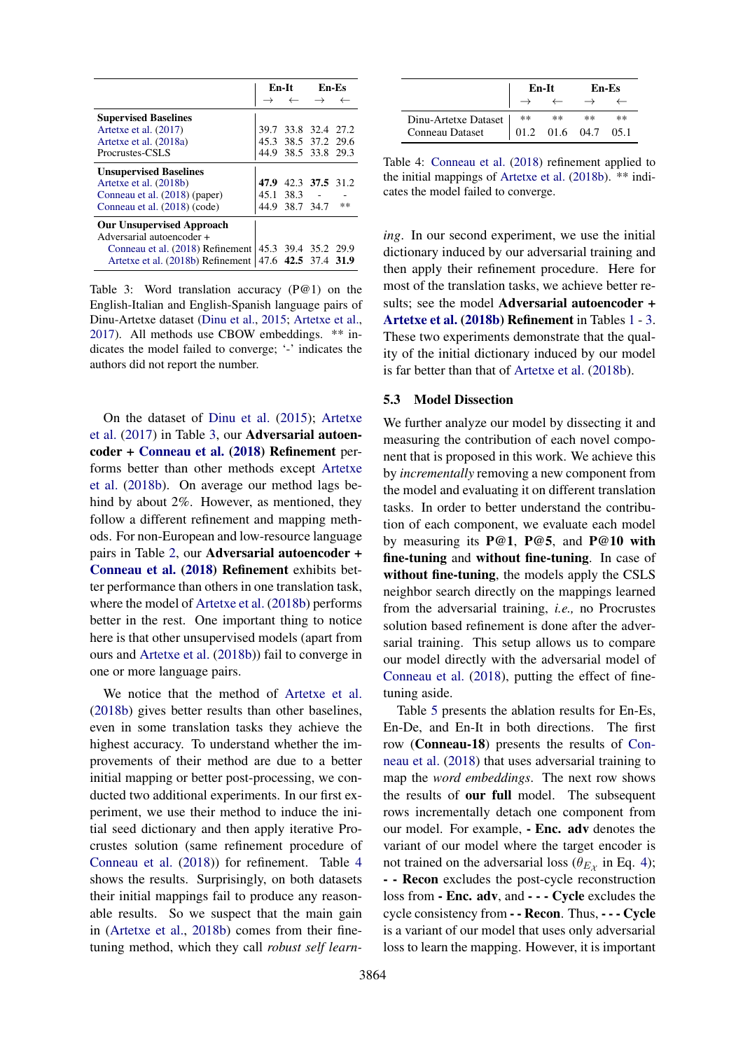| | En-It | | En-Es | |
|---|---|---|---|---|
| | → | ← | → | ← |
| **Supervised Baselines** | | | | |
| Artetxe et al. (2017) | 39.7 | 33.8 | 32.4 | 27.2 |
| Artetxe et al. (2018a) | 45.3 | 38.5 | 37.2 | 29.6 |
| Procrustes-CSLS | 44.9 | 38.5 | 33.8 | 29.3 |
| **Unsupervised Baselines** | | | | |
| Artetxe et al. (2018b) | **47.9** | 42.3 | **37.5** | 31.2 |
| Conneau et al. (2018) (paper) | 45.1 | 38.3 | - | - |
| Conneau et al. (2018) (code) | 44.9 | 38.7 | 34.7 | ** |
| **Our Unsupervised Approach** | | | | |
| Adversarial autoencoder + | | | | |
| Conneau et al. (2018) Refinement | 45.3 | 39.4 | 35.2 | 29.9 |
| Artetxe et al. (2018b) Refinement | 47.6 | **42.5** | 37.4 | **31.9** |

Table 3: Word translation accuracy (P@1) on the English-Italian and English-Spanish language pairs of Dinu-Artetxe dataset (Dinu et al., 2015; Artetxe et al., 2017). All methods use CBOW embeddings. ** indicates the model failed to converge; '-' indicates the authors did not report the number.

On the dataset of Dinu et al. (2015); Artetxe et al. (2017) in Table 3, our **Adversarial autoencoder + Conneau et al. (2018) Refinement** performs better than other methods except Artetxe et al. (2018b). On average our method lags behind by about 2%. However, as mentioned, they follow a different refinement and mapping methods. For non-European and low-resource language pairs in Table 2, our **Adversarial autoencoder + Conneau et al. (2018) Refinement** exhibits better performance than others in one translation task, where the model of Artetxe et al. (2018b) performs better in the rest. One important thing to notice here is that other unsupervised models (apart from ours and Artetxe et al. (2018b)) fail to converge in one or more language pairs.

We notice that the method of Artetxe et al. (2018b) gives better results than other baselines, even in some translation tasks they achieve the highest accuracy. To understand whether the improvements of their method are due to a better initial mapping or better post-processing, we conducted two additional experiments. In our first experiment, we use their method to induce the initial seed dictionary and then apply iterative Procrustes solution (same refinement procedure of Conneau et al. (2018)) for refinement. Table 4 shows the results. Surprisingly, on both datasets their initial mappings fail to produce any reasonable results. So we suspect that the main gain in (Artetxe et al., 2018b) comes from their fine-tuning method, which they call *robust self learning*. In our second experiment, we use the initial dictionary induced by our adversarial training and then apply their refinement procedure. Here for most of the translation tasks, we achieve better results; see the model **Adversarial autoencoder + Artetxe et al. (2018b) Refinement** in Tables 1 - 3. These two experiments demonstrate that the quality of the initial dictionary induced by our model is far better than that of Artetxe et al. (2018b).

| | En-It | | En-Es | |
|---|---|---|---|---|
| | → | ← | → | ← |
| Dinu-Artetxe Dataset | ** | ** | ** | ** |
| Conneau Dataset | 01.2 | 01.6 | 04.7 | 05.1 |

Table 4: Conneau et al. (2018) refinement applied to the initial mappings of Artetxe et al. (2018b). ** indicates the model failed to converge.

### 5.3 Model Dissection

We further analyze our model by dissecting it and measuring the contribution of each novel component that is proposed in this work. We achieve this by *incrementally* removing a new component from the model and evaluating it on different translation tasks. In order to better understand the contribution of each component, we evaluate each model by measuring its **P@1**, **P@5**, and **P@10 with fine-tuning** and **without fine-tuning**. In case of **without fine-tuning**, the models apply the CSLS neighbor search directly on the mappings learned from the adversarial training, *i.e.,* no Procrustes solution based refinement is done after the adversarial training. This setup allows us to compare our model directly with the adversarial model of Conneau et al. (2018), putting the effect of fine-tuning aside.

Table 5 presents the ablation results for En-Es, En-De, and En-It in both directions. The first row (**Conneau-18**) presents the results of Conneau et al. (2018) that uses adversarial training to map the *word embeddings*. The next row shows the results of **our full** model. The subsequent rows incrementally detach one component from our model. For example, **- Enc. adv** denotes the variant of our model where the target encoder is not trained on the adversarial loss ($\theta_{E_{\mathcal{X}}}$ in Eq. 4); **- - Recon** excludes the post-cycle reconstruction loss from **- Enc. adv**, and **- - - Cycle** excludes the cycle consistency from **- - Recon**. Thus, **- - - Cycle** is a variant of our model that uses only adversarial loss to learn the mapping. However, it is important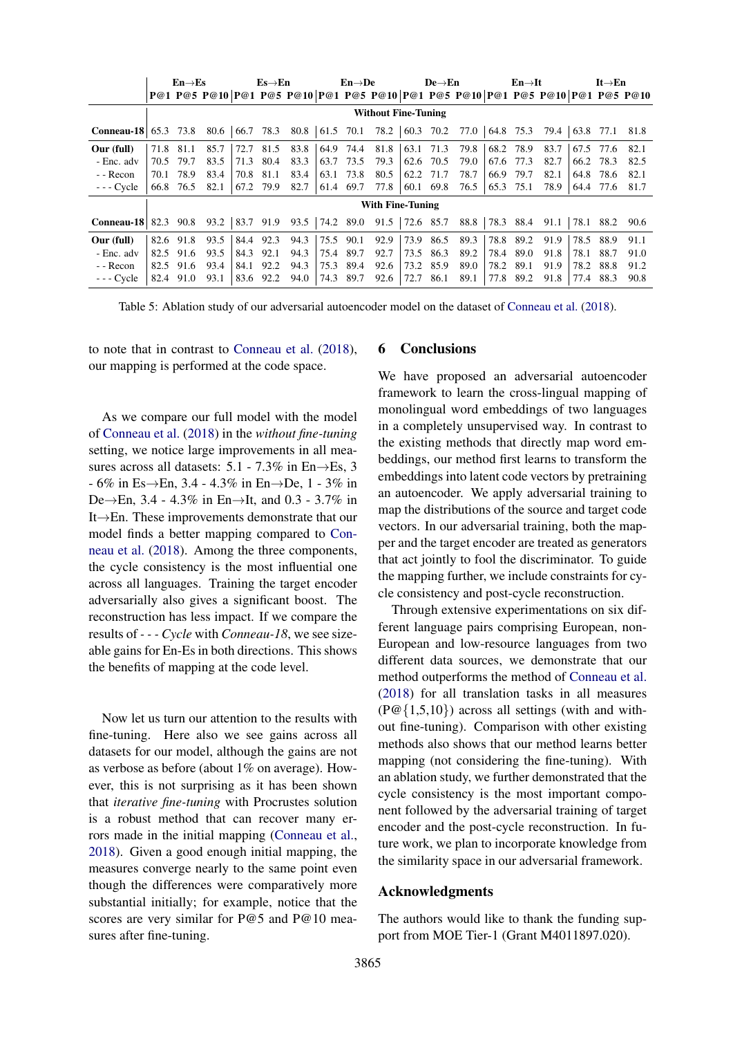| | En→Es | | | Es→En | | | En→De | | | De→En | | | En→It | | | It→En | | |
|---|---|---|---|---|---|---|---|---|---|---|---|---|---|---|---|---|---|---|
| | P@1 | P@5 | P@10 | P@1 | P@5 | P@10 | P@1 | P@5 | P@10 | P@1 | P@5 | P@10 | P@1 | P@5 | P@10 | P@1 | P@5 | P@10 |
| | **Without Fine-Tuning** | | | | | | | | | | | | | | | | | |
| **Conneau-18** | 65.3 | 73.8 | 80.6 | 66.7 | 78.3 | 80.8 | 61.5 | 70.1 | 78.2 | 60.3 | 70.2 | 77.0 | 64.8 | 75.3 | 79.4 | 63.8 | 77.1 | 81.8 |
| **Our (full)** | 71.8 | 81.1 | 85.7 | 72.7 | 81.5 | 83.8 | 64.9 | 74.4 | 81.8 | 63.1 | 71.3 | 79.8 | 68.2 | 78.9 | 83.7 | 67.5 | 77.6 | 82.1 |
| - Enc. adv | 70.5 | 79.7 | 83.5 | 71.3 | 80.4 | 83.3 | 63.7 | 73.5 | 79.3 | 62.6 | 70.5 | 79.0 | 67.6 | 77.3 | 82.7 | 66.2 | 78.3 | 82.5 |
| - - Recon | 70.1 | 78.9 | 83.4 | 70.8 | 81.1 | 83.4 | 63.1 | 73.8 | 80.5 | 62.2 | 71.7 | 78.7 | 66.9 | 79.7 | 82.1 | 64.8 | 78.6 | 82.1 |
| - - - Cycle | 66.8 | 76.5 | 82.1 | 67.2 | 79.9 | 82.7 | 61.4 | 69.7 | 77.8 | 60.1 | 69.8 | 76.5 | 65.3 | 75.1 | 78.9 | 64.4 | 77.6 | 81.7 |
| | **With Fine-Tuning** | | | | | | | | | | | | | | | | | |
| **Conneau-18** | 82.3 | 90.8 | 93.2 | 83.7 | 91.9 | 93.5 | 74.2 | 89.0 | 91.5 | 72.6 | 85.7 | 88.8 | 78.3 | 88.4 | 91.1 | 78.1 | 88.2 | 90.6 |
| **Our (full)** | 82.6 | 91.8 | 93.5 | 84.4 | 92.3 | 94.3 | 75.5 | 90.1 | 92.9 | 73.9 | 86.5 | 89.3 | 78.8 | 89.2 | 91.9 | 78.5 | 88.9 | 91.1 |
| - Enc. adv | 82.5 | 91.6 | 93.5 | 84.3 | 92.1 | 94.3 | 75.4 | 89.7 | 92.7 | 73.5 | 86.3 | 89.2 | 78.4 | 89.0 | 91.8 | 78.1 | 88.7 | 91.0 |
| - - Recon | 82.5 | 91.6 | 93.4 | 84.1 | 92.2 | 94.3 | 75.3 | 89.4 | 92.6 | 73.2 | 85.9 | 89.0 | 78.2 | 89.1 | 91.9 | 78.2 | 88.8 | 91.2 |
| - - - Cycle | 82.4 | 91.0 | 93.1 | 83.6 | 92.2 | 94.0 | 74.3 | 89.7 | 92.6 | 72.7 | 86.1 | 89.1 | 77.8 | 89.2 | 91.8 | 77.4 | 88.3 | 90.8 |

Table 5: Ablation study of our adversarial autoencoder model on the dataset of Conneau et al. (2018).

to note that in contrast to Conneau et al. (2018), our mapping is performed at the code space.

As we compare our full model with the model of Conneau et al. (2018) in the *without fine-tuning* setting, we notice large improvements in all measures across all datasets: 5.1 - 7.3% in En→Es, 3 - 6% in Es→En, 3.4 - 4.3% in En→De, 1 - 3% in De→En, 3.4 - 4.3% in En→It, and 0.3 - 3.7% in It→En. These improvements demonstrate that our model finds a better mapping compared to Conneau et al. (2018). Among the three components, the cycle consistency is the most influential one across all languages. Training the target encoder adversarially also gives a significant boost. The reconstruction has less impact. If we compare the results of - - - *Cycle* with *Conneau-18*, we see sizeable gains for En-Es in both directions. This shows the benefits of mapping at the code level.

Now let us turn our attention to the results with fine-tuning. Here also we see gains across all datasets for our model, although the gains are not as verbose as before (about 1% on average). However, this is not surprising as it has been shown that *iterative fine-tuning* with Procrustes solution is a robust method that can recover many errors made in the initial mapping (Conneau et al., 2018). Given a good enough initial mapping, the measures converge nearly to the same point even though the differences were comparatively more substantial initially; for example, notice that the scores are very similar for P@5 and P@10 measures after fine-tuning.

## 6 Conclusions

We have proposed an adversarial autoencoder framework to learn the cross-lingual mapping of monolingual word embeddings of two languages in a completely unsupervised way. In contrast to the existing methods that directly map word embeddings, our method first learns to transform the embeddings into latent code vectors by pretraining an autoencoder. We apply adversarial training to map the distributions of the source and target code vectors. In our adversarial training, both the mapper and the target encoder are treated as generators that act jointly to fool the discriminator. To guide the mapping further, we include constraints for cycle consistency and post-cycle reconstruction.

Through extensive experimentations on six different language pairs comprising European, non-European and low-resource languages from two different data sources, we demonstrate that our method outperforms the method of Conneau et al. (2018) for all translation tasks in all measures (P@{1,5,10}) across all settings (with and without fine-tuning). Comparison with other existing methods also shows that our method learns better mapping (not considering the fine-tuning). With an ablation study, we further demonstrated that the cycle consistency is the most important component followed by the adversarial training of target encoder and the post-cycle reconstruction. In future work, we plan to incorporate knowledge from the similarity space in our adversarial framework.

## Acknowledgments

The authors would like to thank the funding support from MOE Tier-1 (Grant M4011897.020).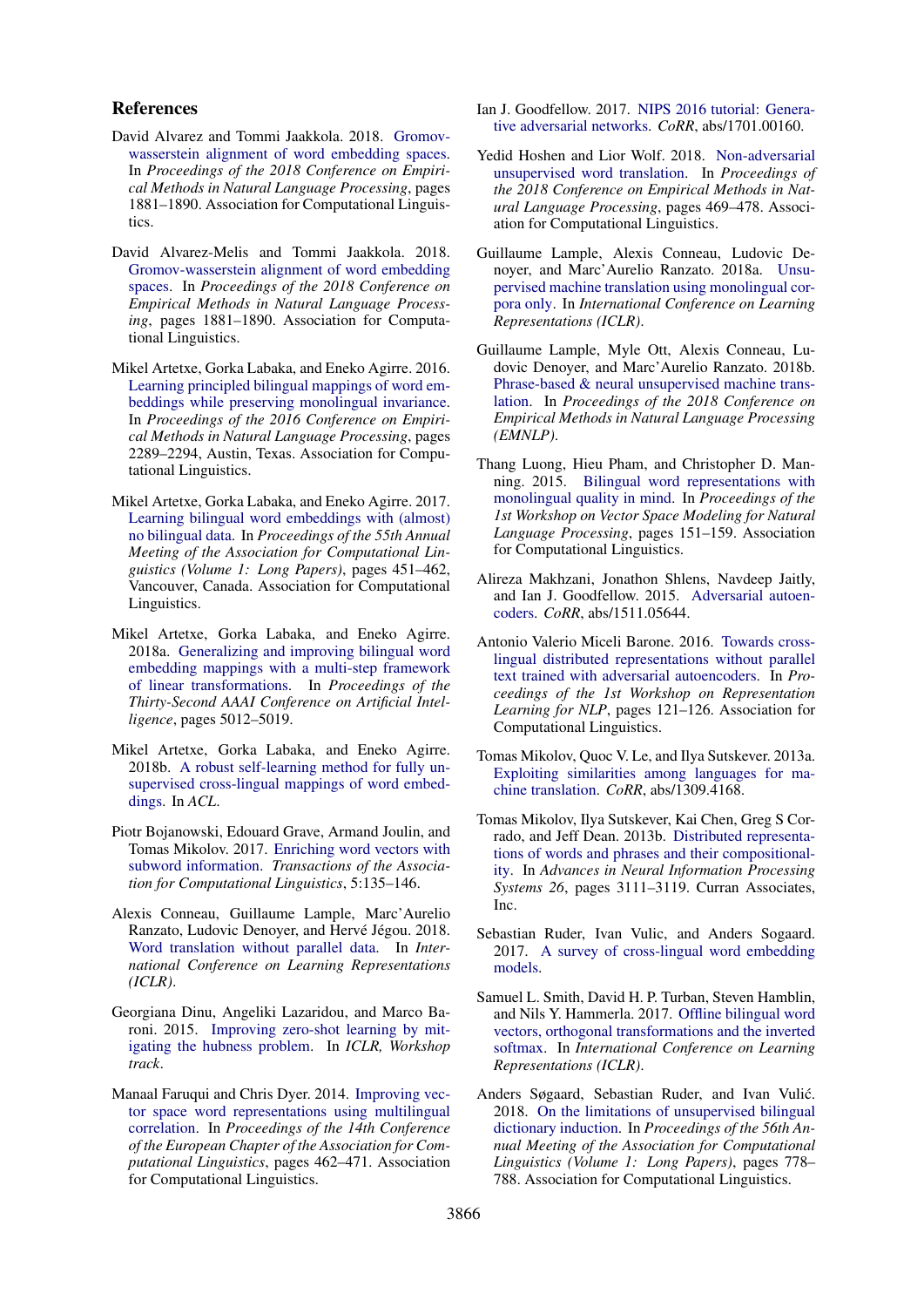## References

David Alvarez and Tommi Jaakkola. 2018. Gromov-wasserstein alignment of word embedding spaces. In *Proceedings of the 2018 Conference on Empirical Methods in Natural Language Processing*, pages 1881–1890. Association for Computational Linguistics.

David Alvarez-Melis and Tommi Jaakkola. 2018. Gromov-wasserstein alignment of word embedding spaces. In *Proceedings of the 2018 Conference on Empirical Methods in Natural Language Processing*, pages 1881–1890. Association for Computational Linguistics.

Mikel Artetxe, Gorka Labaka, and Eneko Agirre. 2016. Learning principled bilingual mappings of word embeddings while preserving monolingual invariance. In *Proceedings of the 2016 Conference on Empirical Methods in Natural Language Processing*, pages 2289–2294, Austin, Texas. Association for Computational Linguistics.

Mikel Artetxe, Gorka Labaka, and Eneko Agirre. 2017. Learning bilingual word embeddings with (almost) no bilingual data. In *Proceedings of the 55th Annual Meeting of the Association for Computational Linguistics (Volume 1: Long Papers)*, pages 451–462, Vancouver, Canada. Association for Computational Linguistics.

Mikel Artetxe, Gorka Labaka, and Eneko Agirre. 2018a. Generalizing and improving bilingual word embedding mappings with a multi-step framework of linear transformations. In *Proceedings of the Thirty-Second AAAI Conference on Artificial Intelligence*, pages 5012–5019.

Mikel Artetxe, Gorka Labaka, and Eneko Agirre. 2018b. A robust self-learning method for fully unsupervised cross-lingual mappings of word embeddings. In *ACL*.

Piotr Bojanowski, Edouard Grave, Armand Joulin, and Tomas Mikolov. 2017. Enriching word vectors with subword information. *Transactions of the Association for Computational Linguistics*, 5:135–146.

Alexis Conneau, Guillaume Lample, Marc'Aurelio Ranzato, Ludovic Denoyer, and Hervé Jégou. 2018. Word translation without parallel data. In *International Conference on Learning Representations (ICLR)*.

Georgiana Dinu, Angeliki Lazaridou, and Marco Baroni. 2015. Improving zero-shot learning by mitigating the hubness problem. In *ICLR, Workshop track*.

Manaal Faruqui and Chris Dyer. 2014. Improving vector space word representations using multilingual correlation. In *Proceedings of the 14th Conference of the European Chapter of the Association for Computational Linguistics*, pages 462–471. Association for Computational Linguistics.

Ian J. Goodfellow. 2017. NIPS 2016 tutorial: Generative adversarial networks. *CoRR*, abs/1701.00160.

Yedid Hoshen and Lior Wolf. 2018. Non-adversarial unsupervised word translation. In *Proceedings of the 2018 Conference on Empirical Methods in Natural Language Processing*, pages 469–478. Association for Computational Linguistics.

Guillaume Lample, Alexis Conneau, Ludovic Denoyer, and Marc'Aurelio Ranzato. 2018a. Unsupervised machine translation using monolingual corpora only. In *International Conference on Learning Representations (ICLR)*.

Guillaume Lample, Myle Ott, Alexis Conneau, Ludovic Denoyer, and Marc'Aurelio Ranzato. 2018b. Phrase-based & neural unsupervised machine translation. In *Proceedings of the 2018 Conference on Empirical Methods in Natural Language Processing (EMNLP)*.

Thang Luong, Hieu Pham, and Christopher D. Manning. 2015. Bilingual word representations with monolingual quality in mind. In *Proceedings of the 1st Workshop on Vector Space Modeling for Natural Language Processing*, pages 151–159. Association for Computational Linguistics.

Alireza Makhzani, Jonathon Shlens, Navdeep Jaitly, and Ian J. Goodfellow. 2015. Adversarial autoencoders. *CoRR*, abs/1511.05644.

Antonio Valerio Miceli Barone. 2016. Towards cross-lingual distributed representations without parallel text trained with adversarial autoencoders. In *Proceedings of the 1st Workshop on Representation Learning for NLP*, pages 121–126. Association for Computational Linguistics.

Tomas Mikolov, Quoc V. Le, and Ilya Sutskever. 2013a. Exploiting similarities among languages for machine translation. *CoRR*, abs/1309.4168.

Tomas Mikolov, Ilya Sutskever, Kai Chen, Greg S Corrado, and Jeff Dean. 2013b. Distributed representations of words and phrases and their compositionality. In *Advances in Neural Information Processing Systems 26*, pages 3111–3119. Curran Associates, Inc.

Sebastian Ruder, Ivan Vulic, and Anders Sogaard. 2017. A survey of cross-lingual word embedding models.

Samuel L. Smith, David H. P. Turban, Steven Hamblin, and Nils Y. Hammerla. 2017. Offline bilingual word vectors, orthogonal transformations and the inverted softmax. In *International Conference on Learning Representations (ICLR)*.

Anders Søgaard, Sebastian Ruder, and Ivan Vulić. 2018. On the limitations of unsupervised bilingual dictionary induction. In *Proceedings of the 56th Annual Meeting of the Association for Computational Linguistics (Volume 1: Long Papers)*, pages 778–788. Association for Computational Linguistics.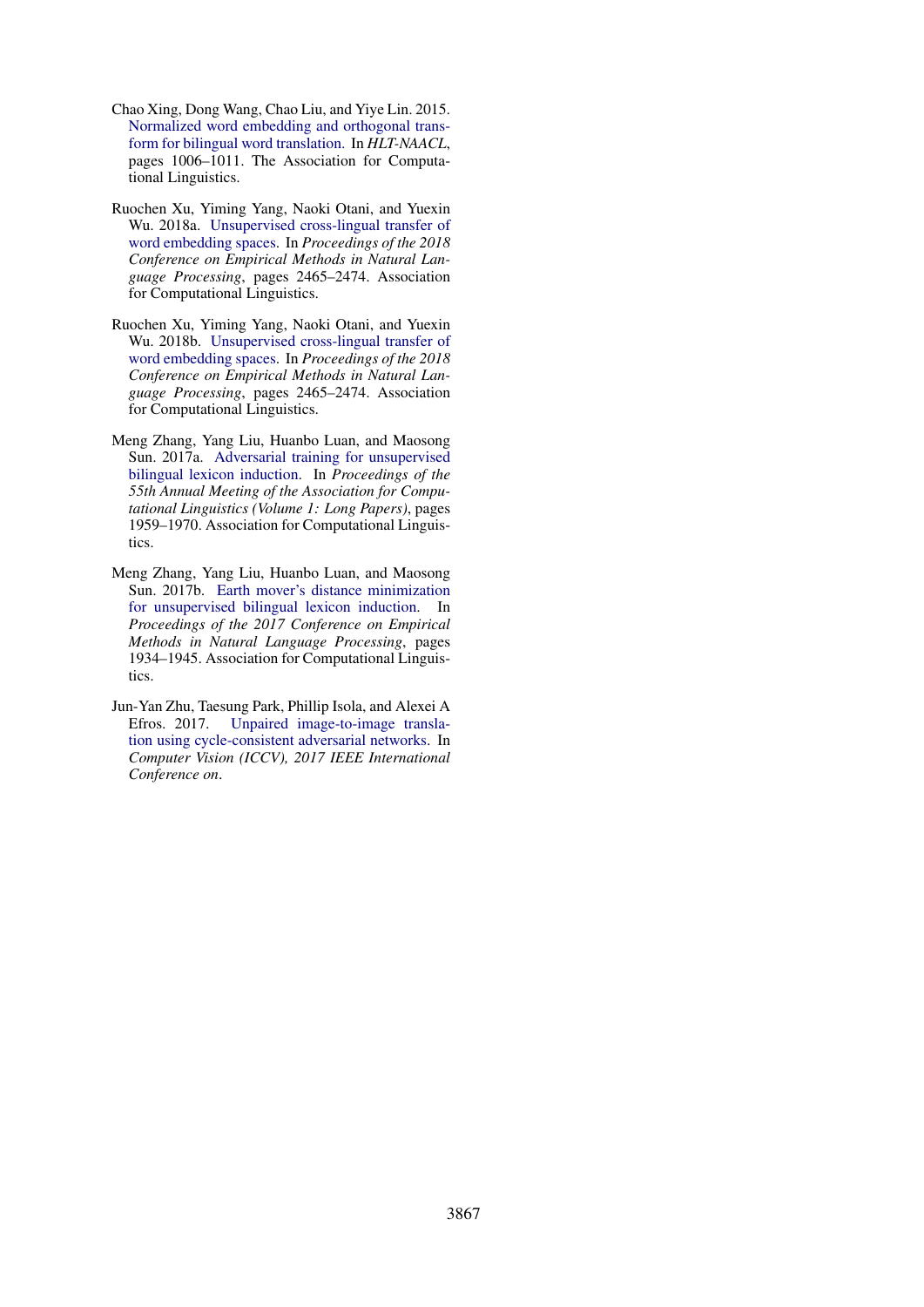Chao Xing, Dong Wang, Chao Liu, and Yiye Lin. 2015. Normalized word embedding and orthogonal transform for bilingual word translation. In *HLT-NAACL*, pages 1006–1011. The Association for Computational Linguistics.

Ruochen Xu, Yiming Yang, Naoki Otani, and Yuexin Wu. 2018a. Unsupervised cross-lingual transfer of word embedding spaces. In *Proceedings of the 2018 Conference on Empirical Methods in Natural Language Processing*, pages 2465–2474. Association for Computational Linguistics.

Ruochen Xu, Yiming Yang, Naoki Otani, and Yuexin Wu. 2018b. Unsupervised cross-lingual transfer of word embedding spaces. In *Proceedings of the 2018 Conference on Empirical Methods in Natural Language Processing*, pages 2465–2474. Association for Computational Linguistics.

Meng Zhang, Yang Liu, Huanbo Luan, and Maosong Sun. 2017a. Adversarial training for unsupervised bilingual lexicon induction. In *Proceedings of the 55th Annual Meeting of the Association for Computational Linguistics (Volume 1: Long Papers)*, pages 1959–1970. Association for Computational Linguistics.

Meng Zhang, Yang Liu, Huanbo Luan, and Maosong Sun. 2017b. Earth mover's distance minimization for unsupervised bilingual lexicon induction. In *Proceedings of the 2017 Conference on Empirical Methods in Natural Language Processing*, pages 1934–1945. Association for Computational Linguistics.

Jun-Yan Zhu, Taesung Park, Phillip Isola, and Alexei A Efros. 2017. Unpaired image-to-image translation using cycle-consistent adversarial networks. In *Computer Vision (ICCV), 2017 IEEE International Conference on*.